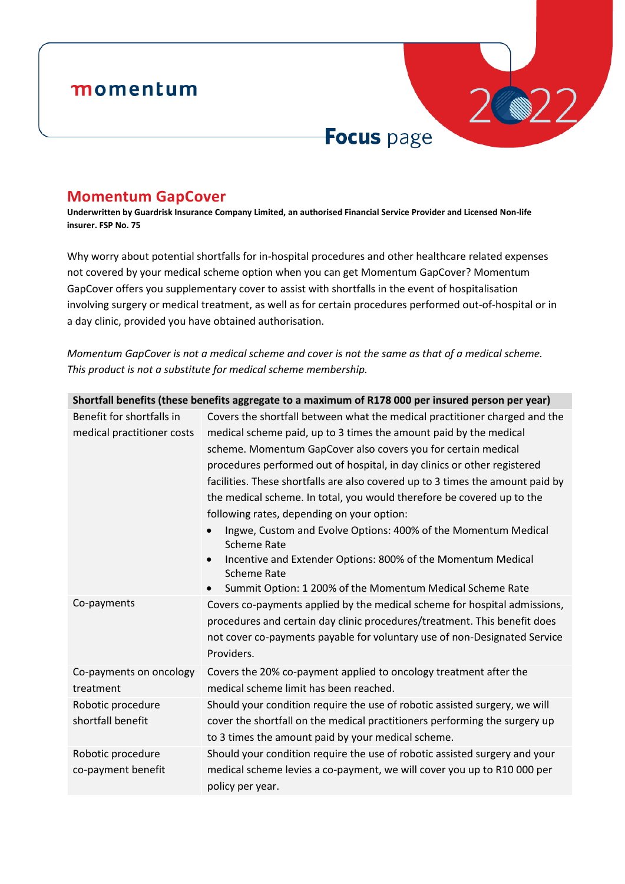momentum

2022

**Focus** page

# Momentum GapCover

**Underwritten by Guardrisk Insurance Company Limited, an authorised Financial Service Provider and Licensed Non-life insurer. FSP No. 75**

Why worry about potential shortfalls for in-hospital procedures and other healthcare related expenses not covered by your medical scheme option when you can get Momentum GapCover? Momentum GapCover offers you supplementary cover to assist with shortfalls in the event of hospitalisation involving surgery or medical treatment, as well as for certain procedures performed out-of-hospital or in a day clinic, provided you have obtained authorisation.

*Momentum GapCover is not a medical scheme and cover is not the same as that of a medical scheme. This product is not a substitute for medical scheme membership.*

| **Shortfall benefits (these benefits aggregate to a maximum of R178 000 per insured person per year)** | |
|---|---|
| Benefit for shortfalls in medical practitioner costs | Covers the shortfall between what the medical practitioner charged and the medical scheme paid, up to 3 times the amount paid by the medical scheme. Momentum GapCover also covers you for certain medical procedures performed out of hospital, in day clinics or other registered facilities. These shortfalls are also covered up to 3 times the amount paid by the medical scheme. In total, you would therefore be covered up to the following rates, depending on your option:<br>• Ingwe, Custom and Evolve Options: 400% of the Momentum Medical Scheme Rate<br>• Incentive and Extender Options: 800% of the Momentum Medical Scheme Rate<br>• Summit Option: 1 200% of the Momentum Medical Scheme Rate |
| Co-payments | Covers co-payments applied by the medical scheme for hospital admissions, procedures and certain day clinic procedures/treatment. This benefit does not cover co-payments payable for voluntary use of non-Designated Service Providers. |
| Co-payments on oncology treatment | Covers the 20% co-payment applied to oncology treatment after the medical scheme limit has been reached. |
| Robotic procedure shortfall benefit | Should your condition require the use of robotic assisted surgery, we will cover the shortfall on the medical practitioners performing the surgery up to 3 times the amount paid by your medical scheme. |
| Robotic procedure co-payment benefit | Should your condition require the use of robotic assisted surgery and your medical scheme levies a co-payment, we will cover you up to R10 000 per policy per year. |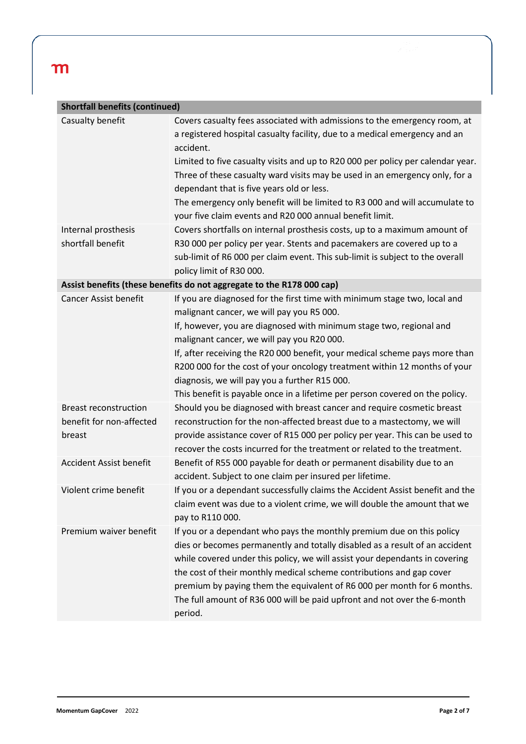| Shortfall benefits (continued) | |
|---|---|
| Casualty benefit | Covers casualty fees associated with admissions to the emergency room, at a registered hospital casualty facility, due to a medical emergency and an accident.<br>Limited to five casualty visits and up to R20 000 per policy per calendar year. Three of these casualty ward visits may be used in an emergency only, for a dependant that is five years old or less.<br>The emergency only benefit will be limited to R3 000 and will accumulate to your five claim events and R20 000 annual benefit limit. |
| Internal prosthesis shortfall benefit | Covers shortfalls on internal prosthesis costs, up to a maximum amount of R30 000 per policy per year. Stents and pacemakers are covered up to a sub-limit of R6 000 per claim event. This sub-limit is subject to the overall policy limit of R30 000. |
| **Assist benefits (these benefits do not aggregate to the R178 000 cap)** | |
| Cancer Assist benefit | If you are diagnosed for the first time with minimum stage two, local and malignant cancer, we will pay you R5 000.<br>If, however, you are diagnosed with minimum stage two, regional and malignant cancer, we will pay you R20 000.<br>If, after receiving the R20 000 benefit, your medical scheme pays more than R200 000 for the cost of your oncology treatment within 12 months of your diagnosis, we will pay you a further R15 000.<br>This benefit is payable once in a lifetime per person covered on the policy. |
| Breast reconstruction benefit for non-affected breast | Should you be diagnosed with breast cancer and require cosmetic breast reconstruction for the non-affected breast due to a mastectomy, we will provide assistance cover of R15 000 per policy per year. This can be used to recover the costs incurred for the treatment or related to the treatment. |
| Accident Assist benefit | Benefit of R55 000 payable for death or permanent disability due to an accident. Subject to one claim per insured per lifetime. |
| Violent crime benefit | If you or a dependant successfully claims the Accident Assist benefit and the claim event was due to a violent crime, we will double the amount that we pay to R110 000. |
| Premium waiver benefit | If you or a dependant who pays the monthly premium due on this policy dies or becomes permanently and totally disabled as a result of an accident while covered under this policy, we will assist your dependants in covering the cost of their monthly medical scheme contributions and gap cover premium by paying them the equivalent of R6 000 per month for 6 months. The full amount of R36 000 will be paid upfront and not over the 6-month period. |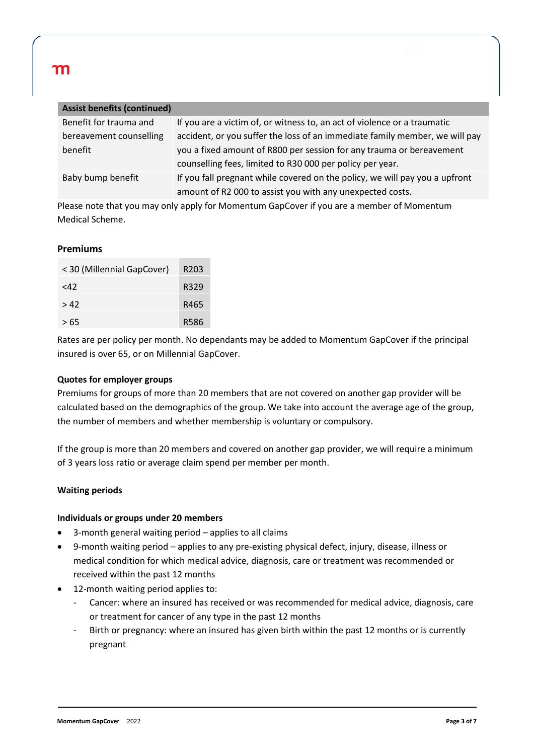| Assist benefits (continued) | |
|---|---|
| Benefit for trauma and bereavement counselling benefit | If you are a victim of, or witness to, an act of violence or a traumatic accident, or you suffer the loss of an immediate family member, we will pay you a fixed amount of R800 per session for any trauma or bereavement counselling fees, limited to R30 000 per policy per year. |
| Baby bump benefit | If you fall pregnant while covered on the policy, we will pay you a upfront amount of R2 000 to assist you with any unexpected costs. |

Please note that you may only apply for Momentum GapCover if you are a member of Momentum Medical Scheme.

### Premiums

| | |
|---|---|
| < 30 (Millennial GapCover) | R203 |
| <42 | R329 |
| > 42 | R465 |
| > 65 | R586 |

Rates are per policy per month. No dependants may be added to Momentum GapCover if the principal insured is over 65, or on Millennial GapCover.

**Quotes for employer groups**

Premiums for groups of more than 20 members that are not covered on another gap provider will be calculated based on the demographics of the group. We take into account the average age of the group, the number of members and whether membership is voluntary or compulsory.

If the group is more than 20 members and covered on another gap provider, we will require a minimum of 3 years loss ratio or average claim spend per member per month.

**Waiting periods**

**Individuals or groups under 20 members**

- 3-month general waiting period – applies to all claims
- 9-month waiting period – applies to any pre-existing physical defect, injury, disease, illness or medical condition for which medical advice, diagnosis, care or treatment was recommended or received within the past 12 months
- 12-month waiting period applies to:
  - Cancer: where an insured has received or was recommended for medical advice, diagnosis, care or treatment for cancer of any type in the past 12 months
  - Birth or pregnancy: where an insured has given birth within the past 12 months or is currently pregnant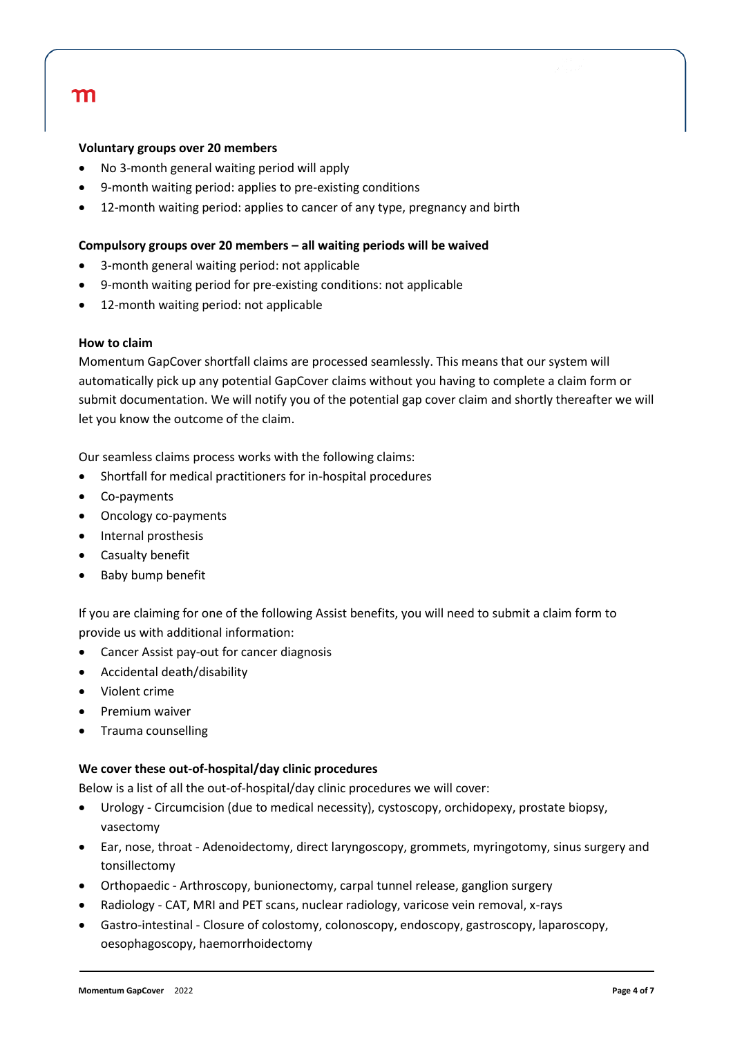**Voluntary groups over 20 members**

- No 3-month general waiting period will apply
- 9-month waiting period: applies to pre-existing conditions
- 12-month waiting period: applies to cancer of any type, pregnancy and birth

**Compulsory groups over 20 members – all waiting periods will be waived**

- 3-month general waiting period: not applicable
- 9-month waiting period for pre-existing conditions: not applicable
- 12-month waiting period: not applicable

**How to claim**

Momentum GapCover shortfall claims are processed seamlessly. This means that our system will automatically pick up any potential GapCover claims without you having to complete a claim form or submit documentation. We will notify you of the potential gap cover claim and shortly thereafter we will let you know the outcome of the claim.

Our seamless claims process works with the following claims:

- Shortfall for medical practitioners for in-hospital procedures
- Co-payments
- Oncology co-payments
- Internal prosthesis
- Casualty benefit
- Baby bump benefit

If you are claiming for one of the following Assist benefits, you will need to submit a claim form to provide us with additional information:

- Cancer Assist pay-out for cancer diagnosis
- Accidental death/disability
- Violent crime
- Premium waiver
- Trauma counselling

**We cover these out-of-hospital/day clinic procedures**

Below is a list of all the out-of-hospital/day clinic procedures we will cover:

- Urology - Circumcision (due to medical necessity), cystoscopy, orchidopexy, prostate biopsy, vasectomy
- Ear, nose, throat - Adenoidectomy, direct laryngoscopy, grommets, myringotomy, sinus surgery and tonsillectomy
- Orthopaedic - Arthroscopy, bunionectomy, carpal tunnel release, ganglion surgery
- Radiology - CAT, MRI and PET scans, nuclear radiology, varicose vein removal, x-rays
- Gastro-intestinal - Closure of colostomy, colonoscopy, endoscopy, gastroscopy, laparoscopy, oesophagoscopy, haemorrhoidectomy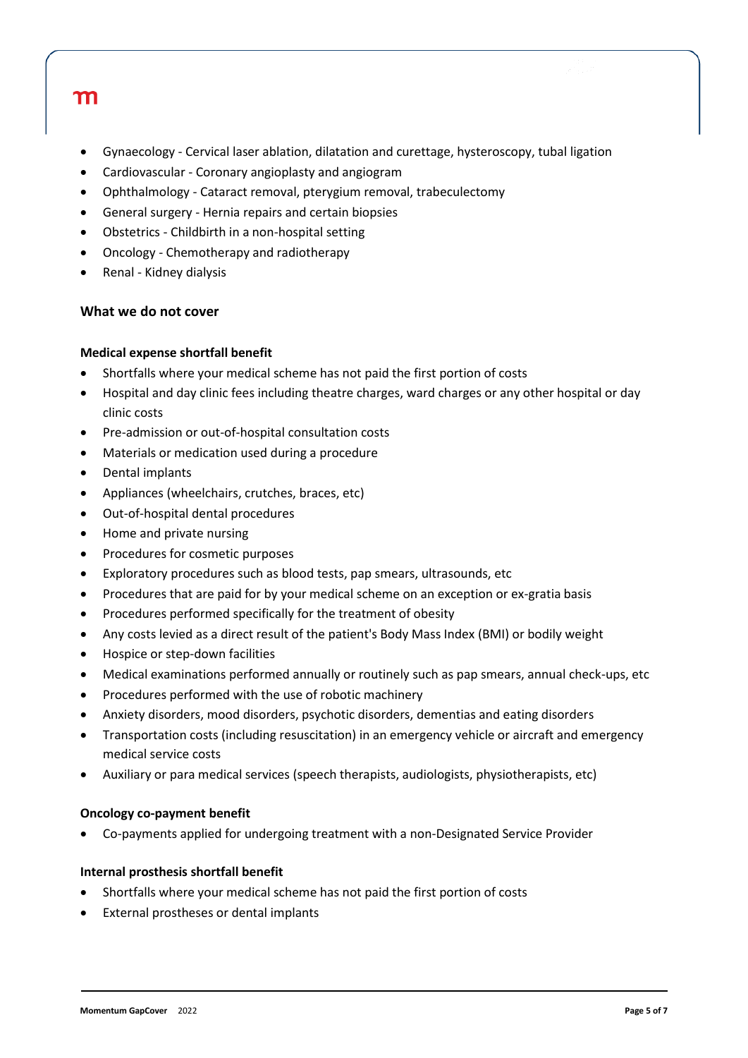- Gynaecology - Cervical laser ablation, dilatation and curettage, hysteroscopy, tubal ligation
- Cardiovascular - Coronary angioplasty and angiogram
- Ophthalmology - Cataract removal, pterygium removal, trabeculectomy
- General surgery - Hernia repairs and certain biopsies
- Obstetrics - Childbirth in a non-hospital setting
- Oncology - Chemotherapy and radiotherapy
- Renal - Kidney dialysis

## What we do not cover

**Medical expense shortfall benefit**

- Shortfalls where your medical scheme has not paid the first portion of costs
- Hospital and day clinic fees including theatre charges, ward charges or any other hospital or day clinic costs
- Pre-admission or out-of-hospital consultation costs
- Materials or medication used during a procedure
- Dental implants
- Appliances (wheelchairs, crutches, braces, etc)
- Out-of-hospital dental procedures
- Home and private nursing
- Procedures for cosmetic purposes
- Exploratory procedures such as blood tests, pap smears, ultrasounds, etc
- Procedures that are paid for by your medical scheme on an exception or ex-gratia basis
- Procedures performed specifically for the treatment of obesity
- Any costs levied as a direct result of the patient's Body Mass Index (BMI) or bodily weight
- Hospice or step-down facilities
- Medical examinations performed annually or routinely such as pap smears, annual check-ups, etc
- Procedures performed with the use of robotic machinery
- Anxiety disorders, mood disorders, psychotic disorders, dementias and eating disorders
- Transportation costs (including resuscitation) in an emergency vehicle or aircraft and emergency medical service costs
- Auxiliary or para medical services (speech therapists, audiologists, physiotherapists, etc)

**Oncology co-payment benefit**

- Co-payments applied for undergoing treatment with a non-Designated Service Provider

**Internal prosthesis shortfall benefit**

- Shortfalls where your medical scheme has not paid the first portion of costs
- External prostheses or dental implants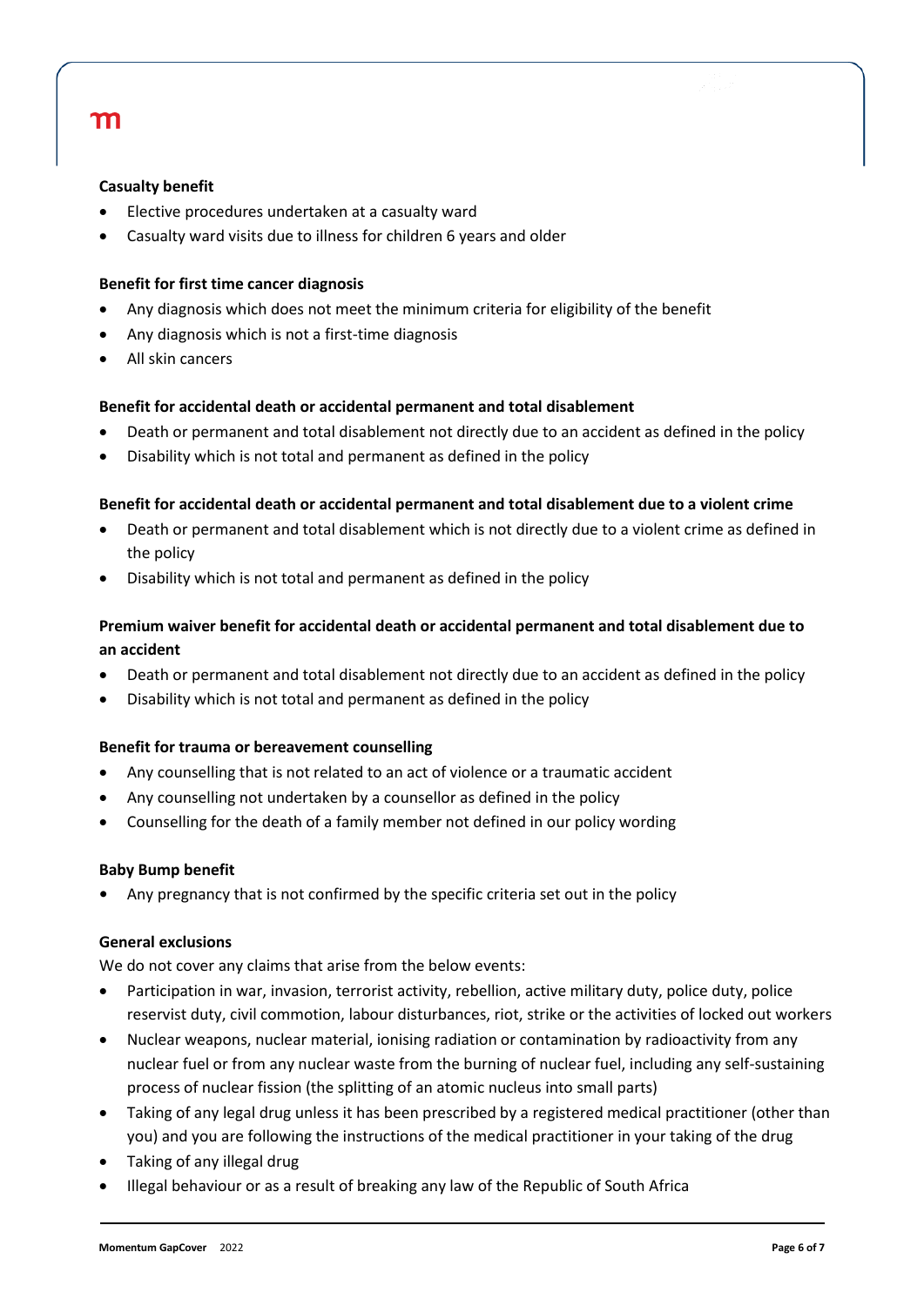**Casualty benefit**

- Elective procedures undertaken at a casualty ward
- Casualty ward visits due to illness for children 6 years and older

**Benefit for first time cancer diagnosis**

- Any diagnosis which does not meet the minimum criteria for eligibility of the benefit
- Any diagnosis which is not a first-time diagnosis
- All skin cancers

**Benefit for accidental death or accidental permanent and total disablement**

- Death or permanent and total disablement not directly due to an accident as defined in the policy
- Disability which is not total and permanent as defined in the policy

**Benefit for accidental death or accidental permanent and total disablement due to a violent crime**

- Death or permanent and total disablement which is not directly due to a violent crime as defined in the policy
- Disability which is not total and permanent as defined in the policy

**Premium waiver benefit for accidental death or accidental permanent and total disablement due to an accident**

- Death or permanent and total disablement not directly due to an accident as defined in the policy
- Disability which is not total and permanent as defined in the policy

**Benefit for trauma or bereavement counselling**

- Any counselling that is not related to an act of violence or a traumatic accident
- Any counselling not undertaken by a counsellor as defined in the policy
- Counselling for the death of a family member not defined in our policy wording

**Baby Bump benefit**

- Any pregnancy that is not confirmed by the specific criteria set out in the policy

**General exclusions**

We do not cover any claims that arise from the below events:

- Participation in war, invasion, terrorist activity, rebellion, active military duty, police duty, police reservist duty, civil commotion, labour disturbances, riot, strike or the activities of locked out workers
- Nuclear weapons, nuclear material, ionising radiation or contamination by radioactivity from any nuclear fuel or from any nuclear waste from the burning of nuclear fuel, including any self-sustaining process of nuclear fission (the splitting of an atomic nucleus into small parts)
- Taking of any legal drug unless it has been prescribed by a registered medical practitioner (other than you) and you are following the instructions of the medical practitioner in your taking of the drug
- Taking of any illegal drug
- Illegal behaviour or as a result of breaking any law of the Republic of South Africa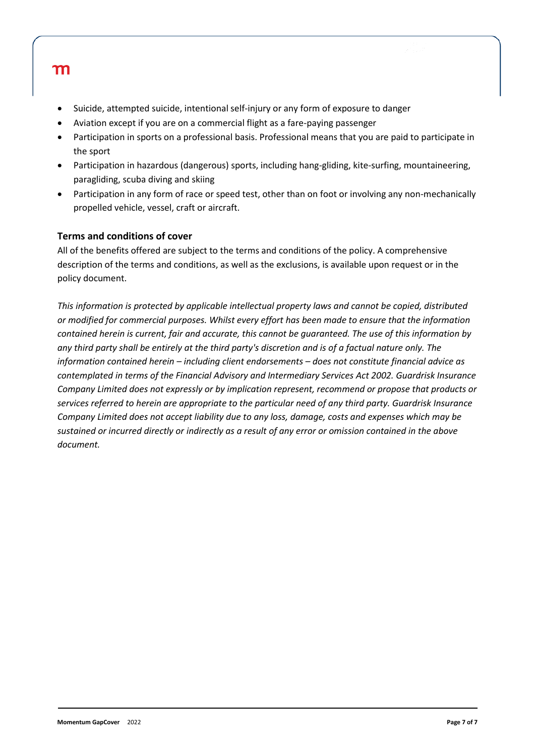- Suicide, attempted suicide, intentional self-injury or any form of exposure to danger
- Aviation except if you are on a commercial flight as a fare-paying passenger
- Participation in sports on a professional basis. Professional means that you are paid to participate in the sport
- Participation in hazardous (dangerous) sports, including hang-gliding, kite-surfing, mountaineering, paragliding, scuba diving and skiing
- Participation in any form of race or speed test, other than on foot or involving any non-mechanically propelled vehicle, vessel, craft or aircraft.

### Terms and conditions of cover

All of the benefits offered are subject to the terms and conditions of the policy. A comprehensive description of the terms and conditions, as well as the exclusions, is available upon request or in the policy document.

*This information is protected by applicable intellectual property laws and cannot be copied, distributed or modified for commercial purposes. Whilst every effort has been made to ensure that the information contained herein is current, fair and accurate, this cannot be guaranteed. The use of this information by any third party shall be entirely at the third party's discretion and is of a factual nature only. The information contained herein – including client endorsements – does not constitute financial advice as contemplated in terms of the Financial Advisory and Intermediary Services Act 2002. Guardrisk Insurance Company Limited does not expressly or by implication represent, recommend or propose that products or services referred to herein are appropriate to the particular need of any third party. Guardrisk Insurance Company Limited does not accept liability due to any loss, damage, costs and expenses which may be sustained or incurred directly or indirectly as a result of any error or omission contained in the above document.*